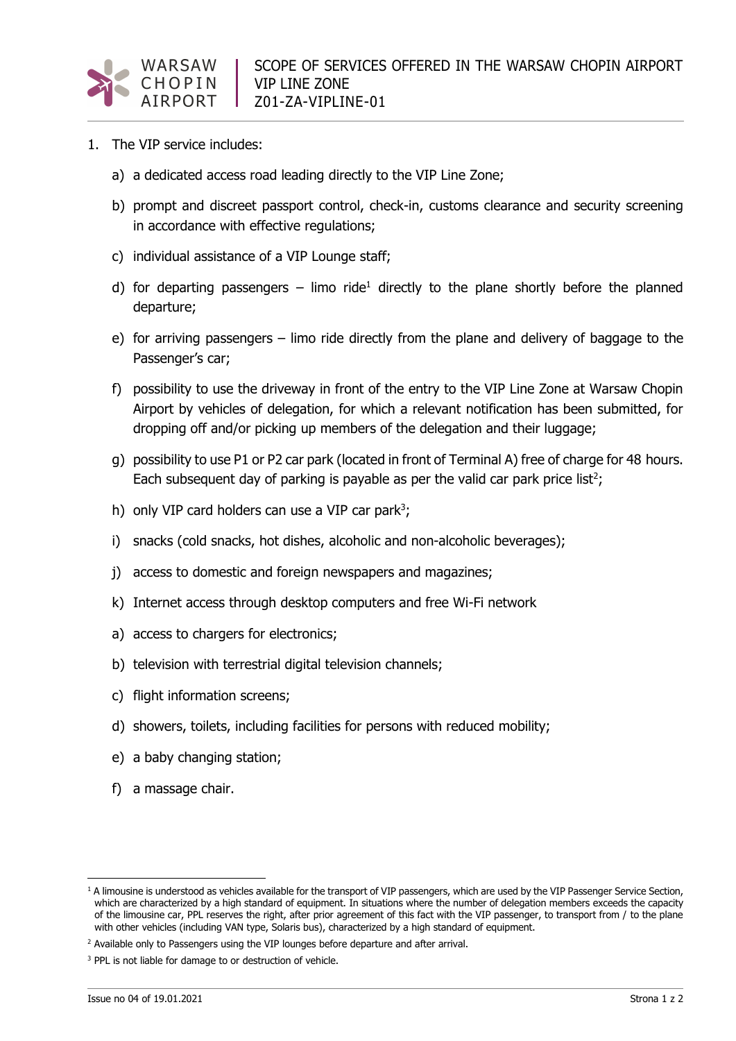# SCOPE OF SERVICES OFFERED IN THE WARSAW CHOPIN AIRPORT VIP LINE ZONE

Z01-ZA-VIPLINE-01

1. The VIP service includes:

   a) a dedicated access road leading directly to the VIP Line Zone;

   b) prompt and discreet passport control, check-in, customs clearance and security screening in accordance with effective regulations;

   c) individual assistance of a VIP Lounge staff;

   d) for departing passengers – limo ride[1] directly to the plane shortly before the planned departure;

   e) for arriving passengers – limo ride directly from the plane and delivery of baggage to the Passenger's car;

   f) possibility to use the driveway in front of the entry to the VIP Line Zone at Warsaw Chopin Airport by vehicles of delegation, for which a relevant notification has been submitted, for dropping off and/or picking up members of the delegation and their luggage;

   g) possibility to use P1 or P2 car park (located in front of Terminal A) free of charge for 48 hours. Each subsequent day of parking is payable as per the valid car park price list[2];

   h) only VIP card holders can use a VIP car park[3];

   i) snacks (cold snacks, hot dishes, alcoholic and non-alcoholic beverages);

   j) access to domestic and foreign newspapers and magazines;

   k) Internet access through desktop computers and free Wi-Fi network

   a) access to chargers for electronics;

   b) television with terrestrial digital television channels;

   c) flight information screens;

   d) showers, toilets, including facilities for persons with reduced mobility;

   e) a baby changing station;

   f) a massage chair.

---

[1] A limousine is understood as vehicles available for the transport of VIP passengers, which are used by the VIP Passenger Service Section, which are characterized by a high standard of equipment. In situations where the number of delegation members exceeds the capacity of the limousine car, PPL reserves the right, after prior agreement of this fact with the VIP passenger, to transport from / to the plane with other vehicles (including VAN type, Solaris bus), characterized by a high standard of equipment.

[2] Available only to Passengers using the VIP lounges before departure and after arrival.

[3] PPL is not liable for damage to or destruction of vehicle.

Issue no 04 of 19.01.2021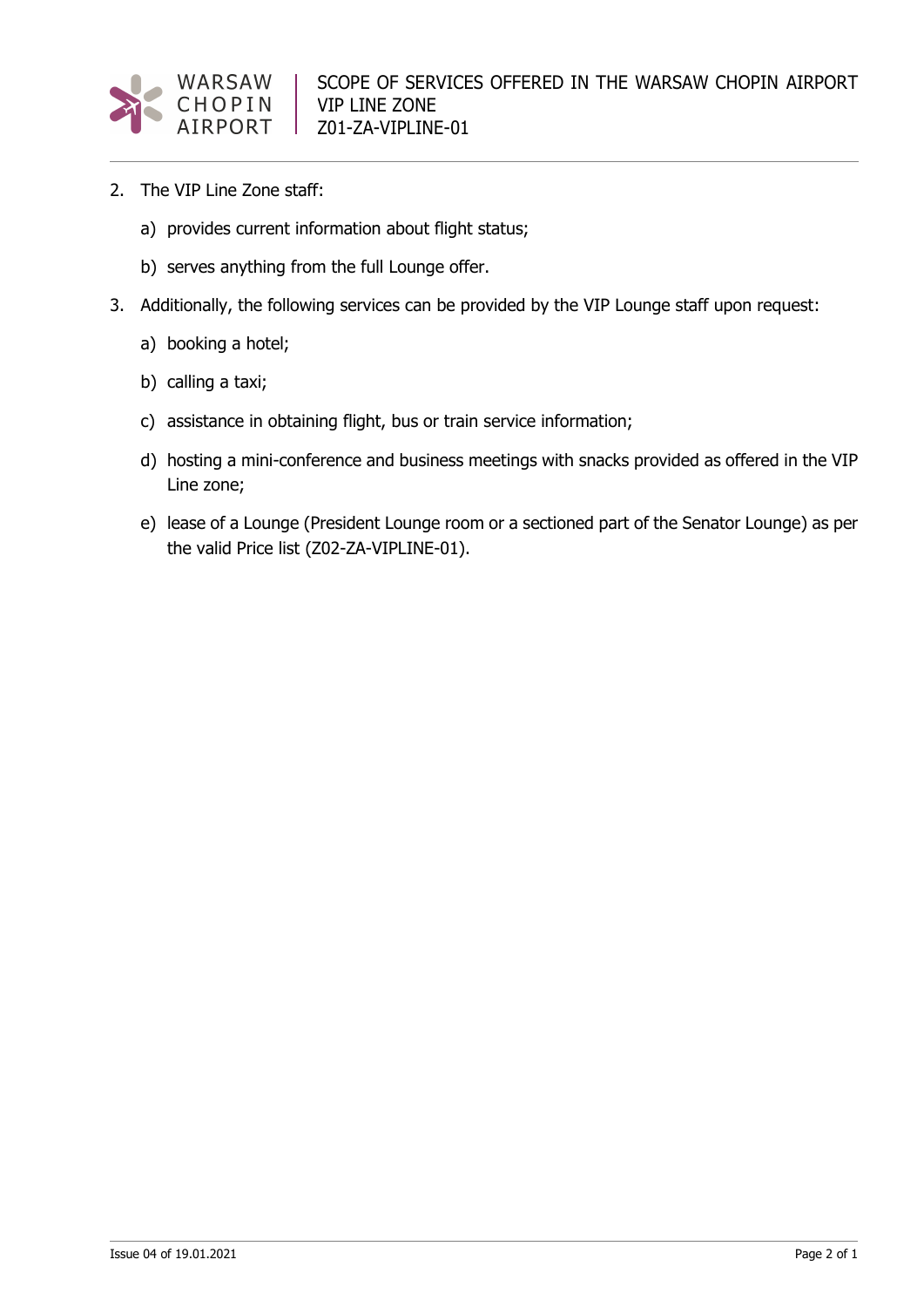2. The VIP Line Zone staff:

   a) provides current information about flight status;

   b) serves anything from the full Lounge offer.

3. Additionally, the following services can be provided by the VIP Lounge staff upon request:

   a) booking a hotel;

   b) calling a taxi;

   c) assistance in obtaining flight, bus or train service information;

   d) hosting a mini-conference and business meetings with snacks provided as offered in the VIP Line zone;

   e) lease of a Lounge (President Lounge room or a sectioned part of the Senator Lounge) as per the valid Price list (Z02-ZA-VIPLINE-01).